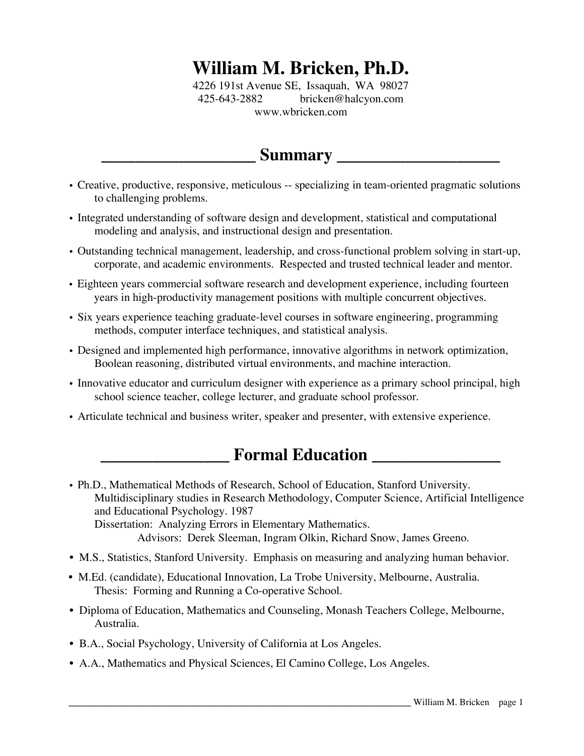# William M. Bricken, Ph.D.

4226 191st Avenue SE, Issaquah, WA 98027
425-643-2882 bricken@halcyon.com
www.wbricken.com

## Summary

- Creative, productive, responsive, meticulous -- specializing in team-oriented pragmatic solutions to challenging problems.
- Integrated understanding of software design and development, statistical and computational modeling and analysis, and instructional design and presentation.
- Outstanding technical management, leadership, and cross-functional problem solving in start-up, corporate, and academic environments. Respected and trusted technical leader and mentor.
- Eighteen years commercial software research and development experience, including fourteen years in high-productivity management positions with multiple concurrent objectives.
- Six years experience teaching graduate-level courses in software engineering, programming methods, computer interface techniques, and statistical analysis.
- Designed and implemented high performance, innovative algorithms in network optimization, Boolean reasoning, distributed virtual environments, and machine interaction.
- Innovative educator and curriculum designer with experience as a primary school principal, high school science teacher, college lecturer, and graduate school professor.
- Articulate technical and business writer, speaker and presenter, with extensive experience.

## Formal Education

- Ph.D., Mathematical Methods of Research, School of Education, Stanford University. Multidisciplinary studies in Research Methodology, Computer Science, Artificial Intelligence and Educational Psychology. 1987
  Dissertation: Analyzing Errors in Elementary Mathematics.
  Advisors: Derek Sleeman, Ingram Olkin, Richard Snow, James Greeno.
- M.S., Statistics, Stanford University. Emphasis on measuring and analyzing human behavior.
- M.Ed. (candidate), Educational Innovation, La Trobe University, Melbourne, Australia.
  Thesis: Forming and Running a Co-operative School.
- Diploma of Education, Mathematics and Counseling, Monash Teachers College, Melbourne, Australia.
- B.A., Social Psychology, University of California at Los Angeles.
- A.A., Mathematics and Physical Sciences, El Camino College, Los Angeles.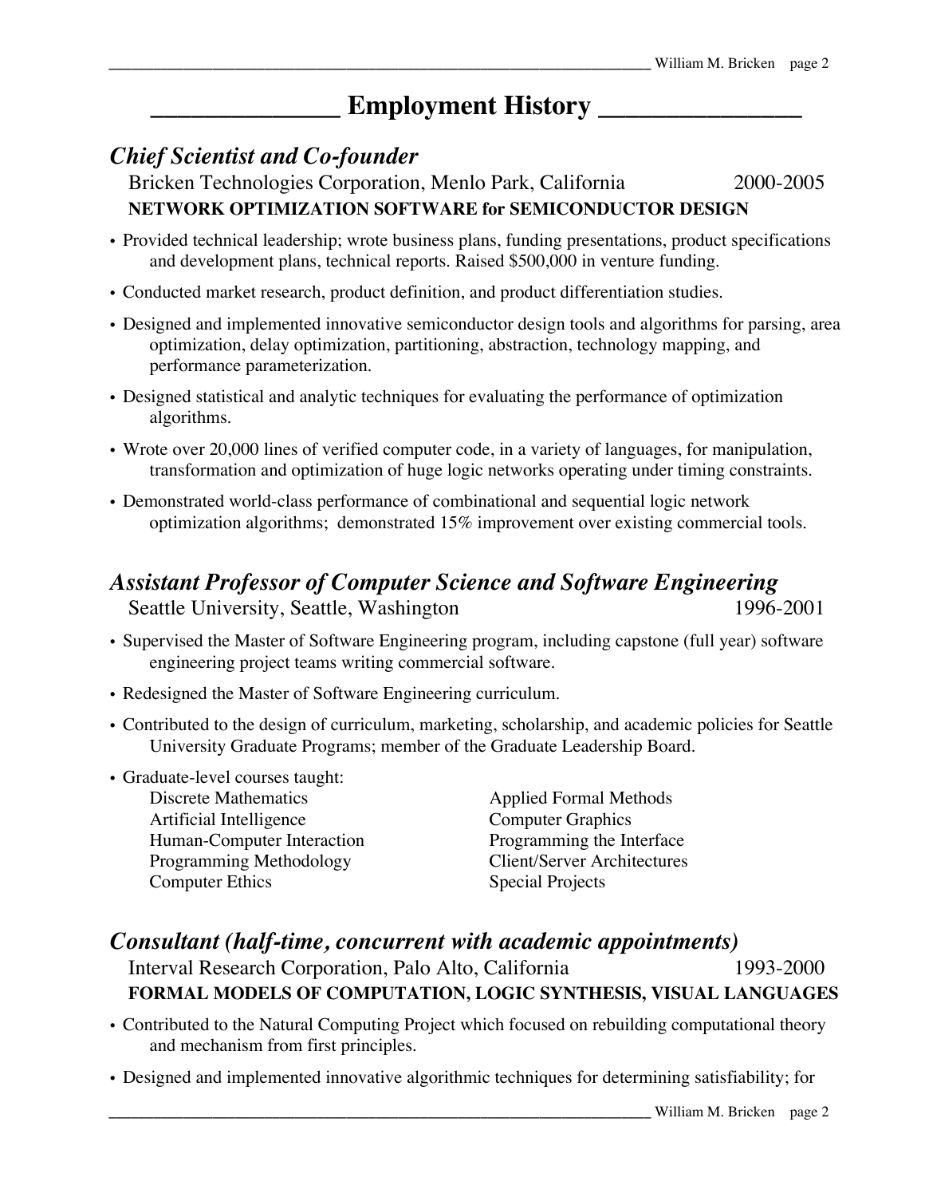# Employment History

## *Chief Scientist and Co-founder*

Bricken Technologies Corporation, Menlo Park, California — 2000-2005

**NETWORK OPTIMIZATION SOFTWARE for SEMICONDUCTOR DESIGN**

- Provided technical leadership; wrote business plans, funding presentations, product specifications and development plans, technical reports. Raised $500,000 in venture funding.
- Conducted market research, product definition, and product differentiation studies.
- Designed and implemented innovative semiconductor design tools and algorithms for parsing, area optimization, delay optimization, partitioning, abstraction, technology mapping, and performance parameterization.
- Designed statistical and analytic techniques for evaluating the performance of optimization algorithms.
- Wrote over 20,000 lines of verified computer code, in a variety of languages, for manipulation, transformation and optimization of huge logic networks operating under timing constraints.
- Demonstrated world-class performance of combinational and sequential logic network optimization algorithms; demonstrated 15% improvement over existing commercial tools.

## *Assistant Professor of Computer Science and Software Engineering*

Seattle University, Seattle, Washington — 1996-2001

- Supervised the Master of Software Engineering program, including capstone (full year) software engineering project teams writing commercial software.
- Redesigned the Master of Software Engineering curriculum.
- Contributed to the design of curriculum, marketing, scholarship, and academic policies for Seattle University Graduate Programs; member of the Graduate Leadership Board.
- Graduate-level courses taught:
  - Discrete Mathematics
  - Artificial Intelligence
  - Human-Computer Interaction
  - Programming Methodology
  - Computer Ethics
  - Applied Formal Methods
  - Computer Graphics
  - Programming the Interface
  - Client/Server Architectures
  - Special Projects

## *Consultant (half-time, concurrent with academic appointments)*

Interval Research Corporation, Palo Alto, California — 1993-2000

**FORMAL MODELS OF COMPUTATION, LOGIC SYNTHESIS, VISUAL LANGUAGES**

- Contributed to the Natural Computing Project which focused on rebuilding computational theory and mechanism from first principles.
- Designed and implemented innovative algorithmic techniques for determining satisfiability; for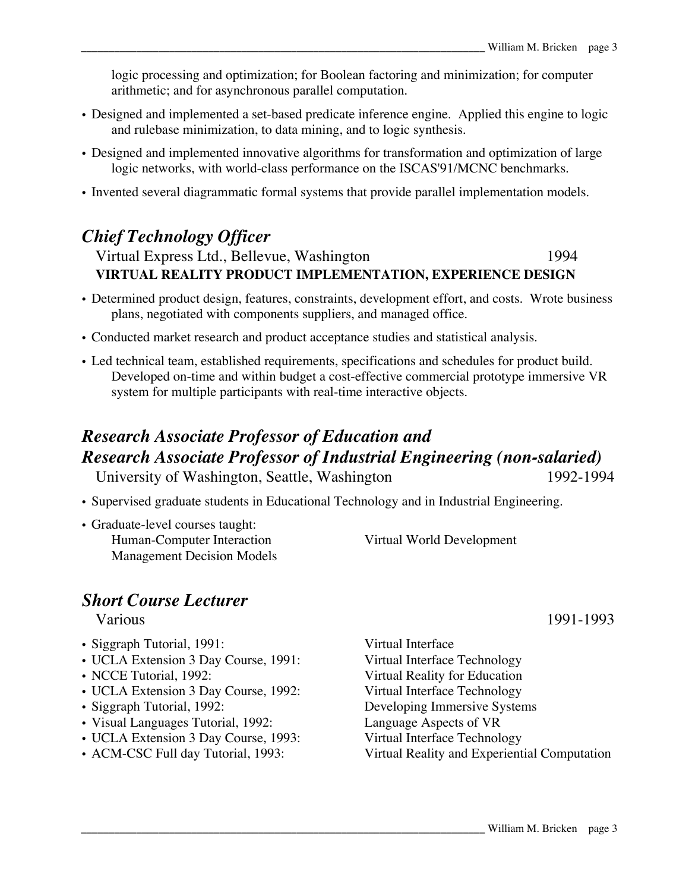logic processing and optimization; for Boolean factoring and minimization; for computer arithmetic; and for asynchronous parallel computation.

- Designed and implemented a set-based predicate inference engine. Applied this engine to logic and rulebase minimization, to data mining, and to logic synthesis.
- Designed and implemented innovative algorithms for transformation and optimization of large logic networks, with world-class performance on the ISCAS'91/MCNC benchmarks.
- Invented several diagrammatic formal systems that provide parallel implementation models.

## *Chief Technology Officer*

Virtual Express Ltd., Bellevue, Washington — 1994

**VIRTUAL REALITY PRODUCT IMPLEMENTATION, EXPERIENCE DESIGN**

- Determined product design, features, constraints, development effort, and costs. Wrote business plans, negotiated with components suppliers, and managed office.
- Conducted market research and product acceptance studies and statistical analysis.
- Led technical team, established requirements, specifications and schedules for product build. Developed on-time and within budget a cost-effective commercial prototype immersive VR system for multiple participants with real-time interactive objects.

## *Research Associate Professor of Education and Research Associate Professor of Industrial Engineering (non-salaried)*

University of Washington, Seattle, Washington — 1992-1994

- Supervised graduate students in Educational Technology and in Industrial Engineering.
- Graduate-level courses taught:
  - Human-Computer Interaction
  - Virtual World Development
  - Management Decision Models

## *Short Course Lecturer*

Various — 1991-1993

- Siggraph Tutorial, 1991: Virtual Interface
- UCLA Extension 3 Day Course, 1991: Virtual Interface Technology
- NCCE Tutorial, 1992: Virtual Reality for Education
- UCLA Extension 3 Day Course, 1992: Virtual Interface Technology
- Siggraph Tutorial, 1992: Developing Immersive Systems
- Visual Languages Tutorial, 1992: Language Aspects of VR
- UCLA Extension 3 Day Course, 1993: Virtual Interface Technology
- ACM-CSC Full day Tutorial, 1993: Virtual Reality and Experiential Computation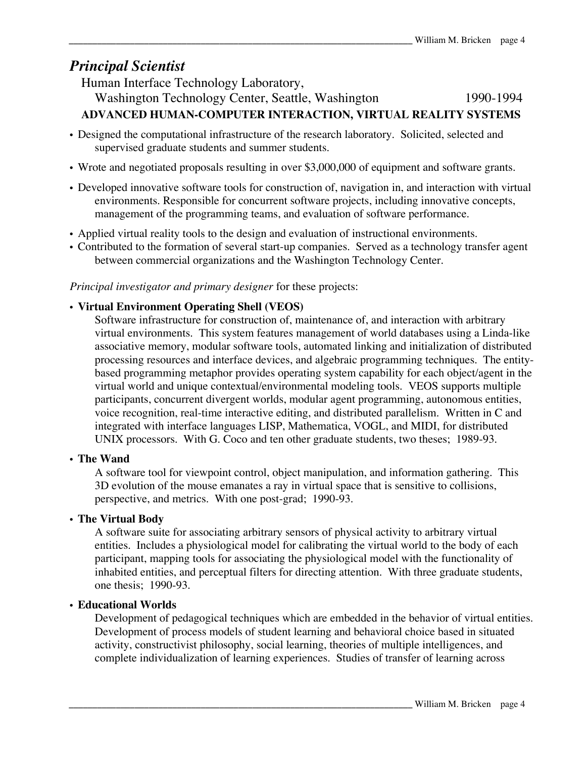## *Principal Scientist*

Human Interface Technology Laboratory,
Washington Technology Center, Seattle, Washington 1990-1994

**ADVANCED HUMAN-COMPUTER INTERACTION, VIRTUAL REALITY SYSTEMS**

- Designed the computational infrastructure of the research laboratory. Solicited, selected and supervised graduate students and summer students.
- Wrote and negotiated proposals resulting in over $3,000,000 of equipment and software grants.
- Developed innovative software tools for construction of, navigation in, and interaction with virtual environments. Responsible for concurrent software projects, including innovative concepts, management of the programming teams, and evaluation of software performance.
- Applied virtual reality tools to the design and evaluation of instructional environments.
- Contributed to the formation of several start-up companies. Served as a technology transfer agent between commercial organizations and the Washington Technology Center.

*Principal investigator and primary designer* for these projects:

- **Virtual Environment Operating Shell (VEOS)**
  Software infrastructure for construction of, maintenance of, and interaction with arbitrary virtual environments. This system features management of world databases using a Linda-like associative memory, modular software tools, automated linking and initialization of distributed processing resources and interface devices, and algebraic programming techniques. The entity-based programming metaphor provides operating system capability for each object/agent in the virtual world and unique contextual/environmental modeling tools. VEOS supports multiple participants, concurrent divergent worlds, modular agent programming, autonomous entities, voice recognition, real-time interactive editing, and distributed parallelism. Written in C and integrated with interface languages LISP, Mathematica, VOGL, and MIDI, for distributed UNIX processors. With G. Coco and ten other graduate students, two theses; 1989-93.

- **The Wand**
  A software tool for viewpoint control, object manipulation, and information gathering. This 3D evolution of the mouse emanates a ray in virtual space that is sensitive to collisions, perspective, and metrics. With one post-grad; 1990-93.

- **The Virtual Body**
  A software suite for associating arbitrary sensors of physical activity to arbitrary virtual entities. Includes a physiological model for calibrating the virtual world to the body of each participant, mapping tools for associating the physiological model with the functionality of inhabited entities, and perceptual filters for directing attention. With three graduate students, one thesis; 1990-93.

- **Educational Worlds**
  Development of pedagogical techniques which are embedded in the behavior of virtual entities. Development of process models of student learning and behavioral choice based in situated activity, constructivist philosophy, social learning, theories of multiple intelligences, and complete individualization of learning experiences. Studies of transfer of learning across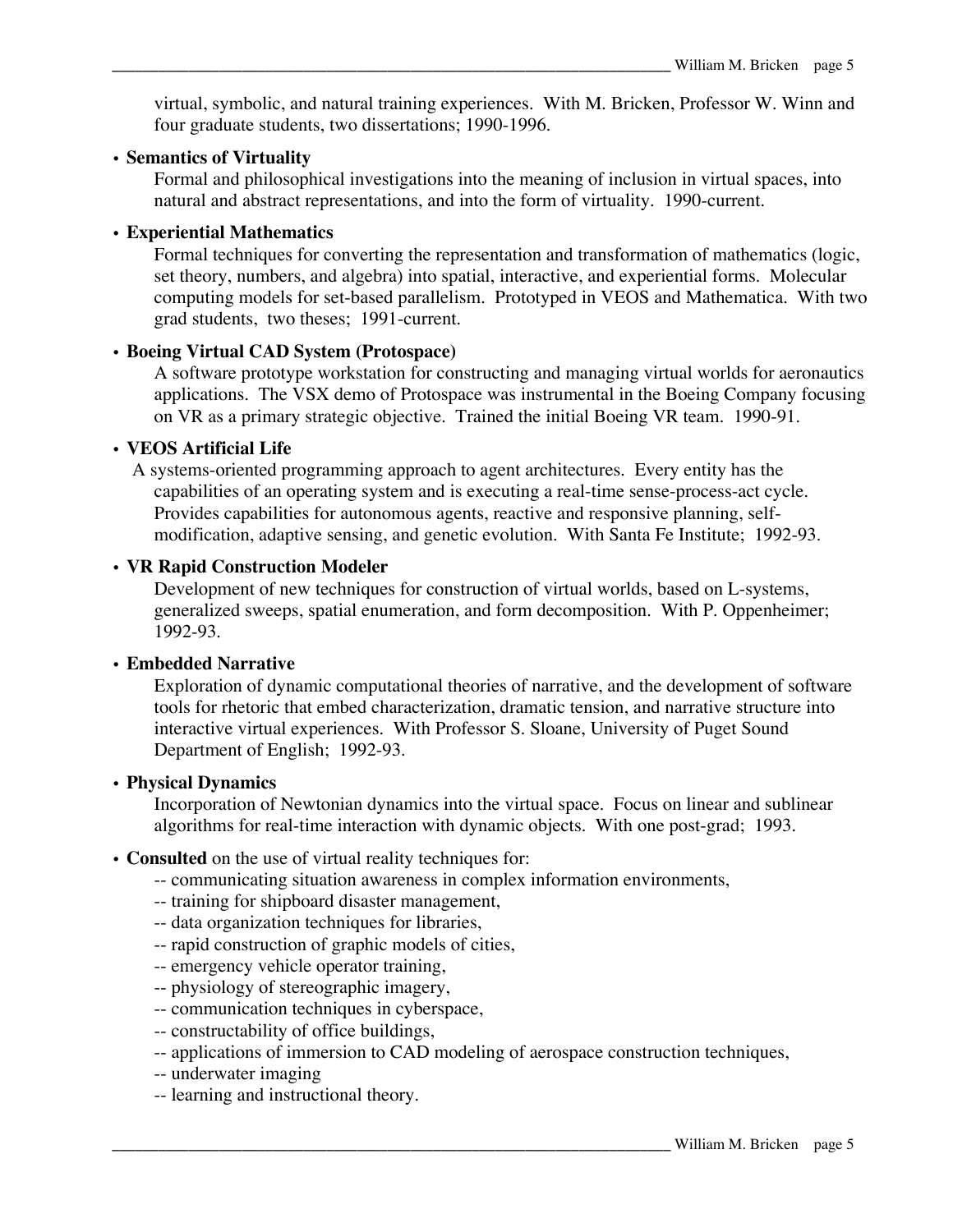virtual, symbolic, and natural training experiences. With M. Bricken, Professor W. Winn and four graduate students, two dissertations; 1990-1996.

- **Semantics of Virtuality**
  Formal and philosophical investigations into the meaning of inclusion in virtual spaces, into natural and abstract representations, and into the form of virtuality. 1990-current.

- **Experiential Mathematics**
  Formal techniques for converting the representation and transformation of mathematics (logic, set theory, numbers, and algebra) into spatial, interactive, and experiential forms. Molecular computing models for set-based parallelism. Prototyped in VEOS and Mathematica. With two grad students, two theses; 1991-current.

- **Boeing Virtual CAD System (Protospace)**
  A software prototype workstation for constructing and managing virtual worlds for aeronautics applications. The VSX demo of Protospace was instrumental in the Boeing Company focusing on VR as a primary strategic objective. Trained the initial Boeing VR team. 1990-91.

- **VEOS Artificial Life**
  A systems-oriented programming approach to agent architectures. Every entity has the capabilities of an operating system and is executing a real-time sense-process-act cycle. Provides capabilities for autonomous agents, reactive and responsive planning, self-modification, adaptive sensing, and genetic evolution. With Santa Fe Institute; 1992-93.

- **VR Rapid Construction Modeler**
  Development of new techniques for construction of virtual worlds, based on L-systems, generalized sweeps, spatial enumeration, and form decomposition. With P. Oppenheimer; 1992-93.

- **Embedded Narrative**
  Exploration of dynamic computational theories of narrative, and the development of software tools for rhetoric that embed characterization, dramatic tension, and narrative structure into interactive virtual experiences. With Professor S. Sloane, University of Puget Sound Department of English; 1992-93.

- **Physical Dynamics**
  Incorporation of Newtonian dynamics into the virtual space. Focus on linear and sublinear algorithms for real-time interaction with dynamic objects. With one post-grad; 1993.

- **Consulted** on the use of virtual reality techniques for:
  -- communicating situation awareness in complex information environments,
  -- training for shipboard disaster management,
  -- data organization techniques for libraries,
  -- rapid construction of graphic models of cities,
  -- emergency vehicle operator training,
  -- physiology of stereographic imagery,
  -- communication techniques in cyberspace,
  -- constructability of office buildings,
  -- applications of immersion to CAD modeling of aerospace construction techniques,
  -- underwater imaging
  -- learning and instructional theory.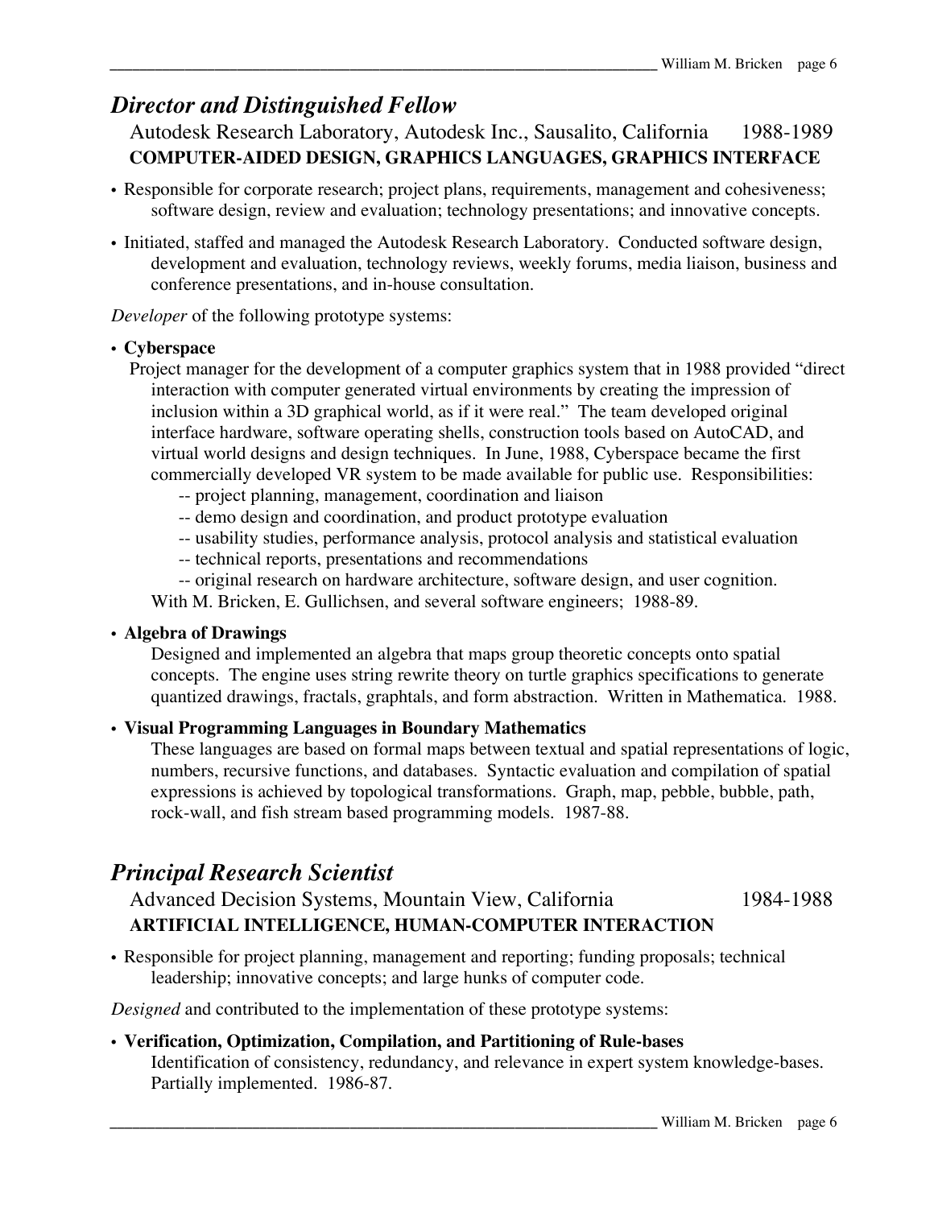## *Director and Distinguished Fellow*

Autodesk Research Laboratory, Autodesk Inc., Sausalito, California 1988-1989

**COMPUTER-AIDED DESIGN, GRAPHICS LANGUAGES, GRAPHICS INTERFACE**

- Responsible for corporate research; project plans, requirements, management and cohesiveness; software design, review and evaluation; technology presentations; and innovative concepts.
- Initiated, staffed and managed the Autodesk Research Laboratory. Conducted software design, development and evaluation, technology reviews, weekly forums, media liaison, business and conference presentations, and in-house consultation.

*Developer* of the following prototype systems:

- **Cyberspace**

  Project manager for the development of a computer graphics system that in 1988 provided "direct interaction with computer generated virtual environments by creating the impression of inclusion within a 3D graphical world, as if it were real." The team developed original interface hardware, software operating shells, construction tools based on AutoCAD, and virtual world designs and design techniques. In June, 1988, Cyberspace became the first commercially developed VR system to be made available for public use. Responsibilities:

  -- project planning, management, coordination and liaison
  -- demo design and coordination, and product prototype evaluation
  -- usability studies, performance analysis, protocol analysis and statistical evaluation
  -- technical reports, presentations and recommendations
  -- original research on hardware architecture, software design, and user cognition.

  With M. Bricken, E. Gullichsen, and several software engineers; 1988-89.

- **Algebra of Drawings**

  Designed and implemented an algebra that maps group theoretic concepts onto spatial concepts. The engine uses string rewrite theory on turtle graphics specifications to generate quantized drawings, fractals, graphtals, and form abstraction. Written in Mathematica. 1988.

- **Visual Programming Languages in Boundary Mathematics**

  These languages are based on formal maps between textual and spatial representations of logic, numbers, recursive functions, and databases. Syntactic evaluation and compilation of spatial expressions is achieved by topological transformations. Graph, map, pebble, bubble, path, rock-wall, and fish stream based programming models. 1987-88.

## *Principal Research Scientist*

Advanced Decision Systems, Mountain View, California 1984-1988

**ARTIFICIAL INTELLIGENCE, HUMAN-COMPUTER INTERACTION**

- Responsible for project planning, management and reporting; funding proposals; technical leadership; innovative concepts; and large hunks of computer code.

*Designed* and contributed to the implementation of these prototype systems:

- **Verification, Optimization, Compilation, and Partitioning of Rule-bases**

  Identification of consistency, redundancy, and relevance in expert system knowledge-bases. Partially implemented. 1986-87.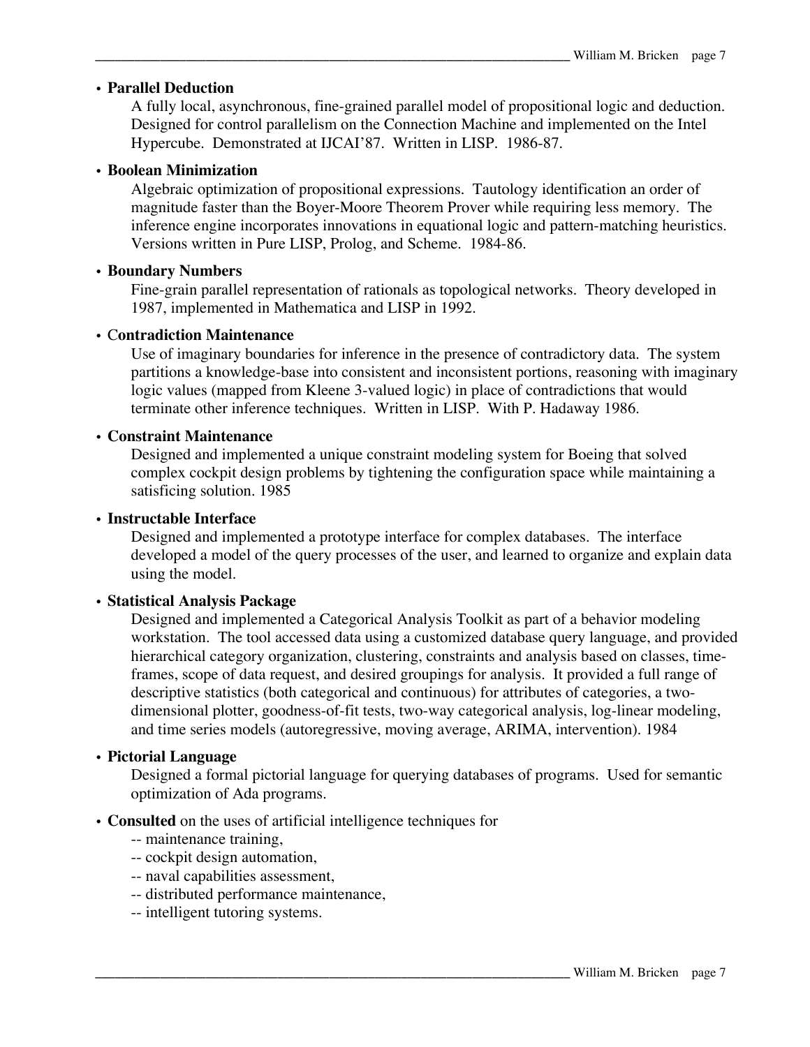- **Parallel Deduction**
  A fully local, asynchronous, fine-grained parallel model of propositional logic and deduction. Designed for control parallelism on the Connection Machine and implemented on the Intel Hypercube. Demonstrated at IJCAI'87. Written in LISP. 1986-87.

- **Boolean Minimization**
  Algebraic optimization of propositional expressions. Tautology identification an order of magnitude faster than the Boyer-Moore Theorem Prover while requiring less memory. The inference engine incorporates innovations in equational logic and pattern-matching heuristics. Versions written in Pure LISP, Prolog, and Scheme. 1984-86.

- **Boundary Numbers**
  Fine-grain parallel representation of rationals as topological networks. Theory developed in 1987, implemented in Mathematica and LISP in 1992.

- **Contradiction Maintenance**
  Use of imaginary boundaries for inference in the presence of contradictory data. The system partitions a knowledge-base into consistent and inconsistent portions, reasoning with imaginary logic values (mapped from Kleene 3-valued logic) in place of contradictions that would terminate other inference techniques. Written in LISP. With P. Hadaway 1986.

- **Constraint Maintenance**
  Designed and implemented a unique constraint modeling system for Boeing that solved complex cockpit design problems by tightening the configuration space while maintaining a satisficing solution. 1985

- **Instructable Interface**
  Designed and implemented a prototype interface for complex databases. The interface developed a model of the query processes of the user, and learned to organize and explain data using the model.

- **Statistical Analysis Package**
  Designed and implemented a Categorical Analysis Toolkit as part of a behavior modeling workstation. The tool accessed data using a customized database query language, and provided hierarchical category organization, clustering, constraints and analysis based on classes, time-frames, scope of data request, and desired groupings for analysis. It provided a full range of descriptive statistics (both categorical and continuous) for attributes of categories, a two-dimensional plotter, goodness-of-fit tests, two-way categorical analysis, log-linear modeling, and time series models (autoregressive, moving average, ARIMA, intervention). 1984

- **Pictorial Language**
  Designed a formal pictorial language for querying databases of programs. Used for semantic optimization of Ada programs.

- **Consulted** on the uses of artificial intelligence techniques for
  -- maintenance training,
  -- cockpit design automation,
  -- naval capabilities assessment,
  -- distributed performance maintenance,
  -- intelligent tutoring systems.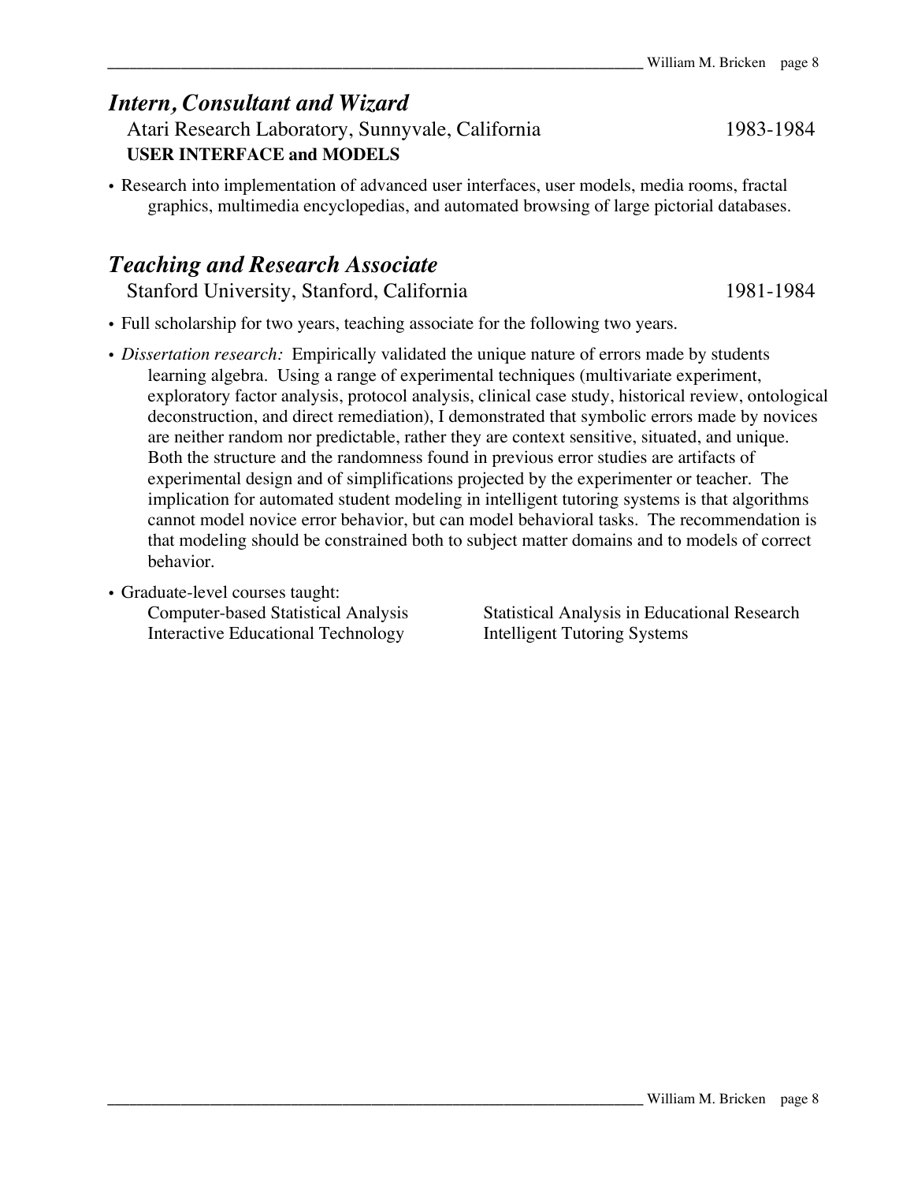## *Intern, Consultant and Wizard*

Atari Research Laboratory, Sunnyvale, California 1983-1984

**USER INTERFACE and MODELS**

- Research into implementation of advanced user interfaces, user models, media rooms, fractal graphics, multimedia encyclopedias, and automated browsing of large pictorial databases.

## *Teaching and Research Associate*

Stanford University, Stanford, California 1981-1984

- Full scholarship for two years, teaching associate for the following two years.
- *Dissertation research:* Empirically validated the unique nature of errors made by students learning algebra. Using a range of experimental techniques (multivariate experiment, exploratory factor analysis, protocol analysis, clinical case study, historical review, ontological deconstruction, and direct remediation), I demonstrated that symbolic errors made by novices are neither random nor predictable, rather they are context sensitive, situated, and unique. Both the structure and the randomness found in previous error studies are artifacts of experimental design and of simplifications projected by the experimenter or teacher. The implication for automated student modeling in intelligent tutoring systems is that algorithms cannot model novice error behavior, but can model behavioral tasks. The recommendation is that modeling should be constrained both to subject matter domains and to models of correct behavior.
- Graduate-level courses taught:
  - Computer-based Statistical Analysis
  - Statistical Analysis in Educational Research
  - Interactive Educational Technology
  - Intelligent Tutoring Systems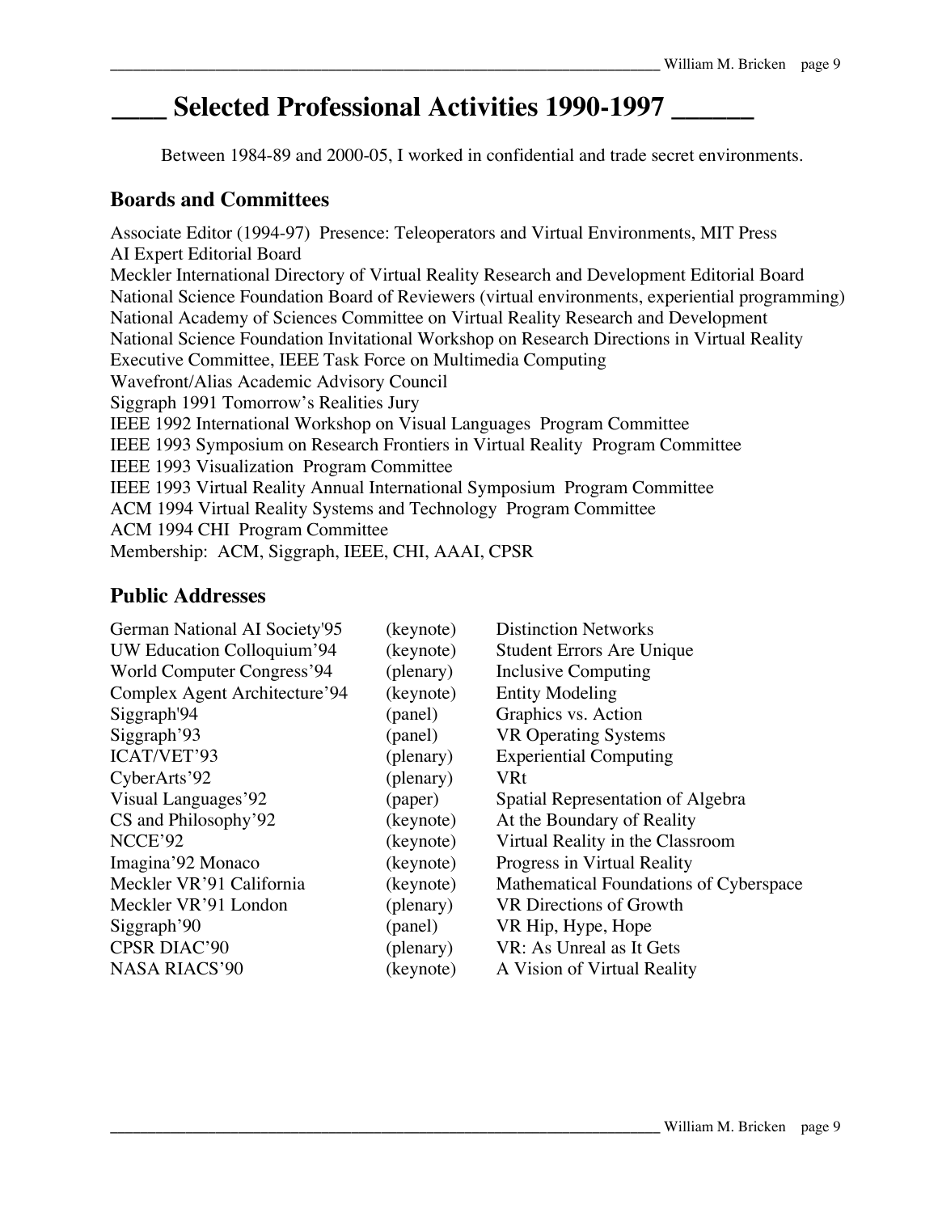# ____ Selected Professional Activities 1990-1997 ______

Between 1984-89 and 2000-05, I worked in confidential and trade secret environments.

## Boards and Committees

Associate Editor (1994-97) Presence: Teleoperators and Virtual Environments, MIT Press
AI Expert Editorial Board
Meckler International Directory of Virtual Reality Research and Development Editorial Board
National Science Foundation Board of Reviewers (virtual environments, experiential programming)
National Academy of Sciences Committee on Virtual Reality Research and Development
National Science Foundation Invitational Workshop on Research Directions in Virtual Reality
Executive Committee, IEEE Task Force on Multimedia Computing
Wavefront/Alias Academic Advisory Council
Siggraph 1991 Tomorrow's Realities Jury
IEEE 1992 International Workshop on Visual Languages Program Committee
IEEE 1993 Symposium on Research Frontiers in Virtual Reality Program Committee
IEEE 1993 Visualization Program Committee
IEEE 1993 Virtual Reality Annual International Symposium Program Committee
ACM 1994 Virtual Reality Systems and Technology Program Committee
ACM 1994 CHI Program Committee
Membership: ACM, Siggraph, IEEE, CHI, AAAI, CPSR

## Public Addresses

| | | |
|---|---|---|
| German National AI Society'95 | (keynote) | Distinction Networks |
| UW Education Colloquium'94 | (keynote) | Student Errors Are Unique |
| World Computer Congress'94 | (plenary) | Inclusive Computing |
| Complex Agent Architecture'94 | (keynote) | Entity Modeling |
| Siggraph'94 | (panel) | Graphics vs. Action |
| Siggraph'93 | (panel) | VR Operating Systems |
| ICAT/VET'93 | (plenary) | Experiential Computing |
| CyberArts'92 | (plenary) | VRt |
| Visual Languages'92 | (paper) | Spatial Representation of Algebra |
| CS and Philosophy'92 | (keynote) | At the Boundary of Reality |
| NCCE'92 | (keynote) | Virtual Reality in the Classroom |
| Imagina'92 Monaco | (keynote) | Progress in Virtual Reality |
| Meckler VR'91 California | (keynote) | Mathematical Foundations of Cyberspace |
| Meckler VR'91 London | (plenary) | VR Directions of Growth |
| Siggraph'90 | (panel) | VR Hip, Hype, Hope |
| CPSR DIAC'90 | (plenary) | VR: As Unreal as It Gets |
| NASA RIACS'90 | (keynote) | A Vision of Virtual Reality |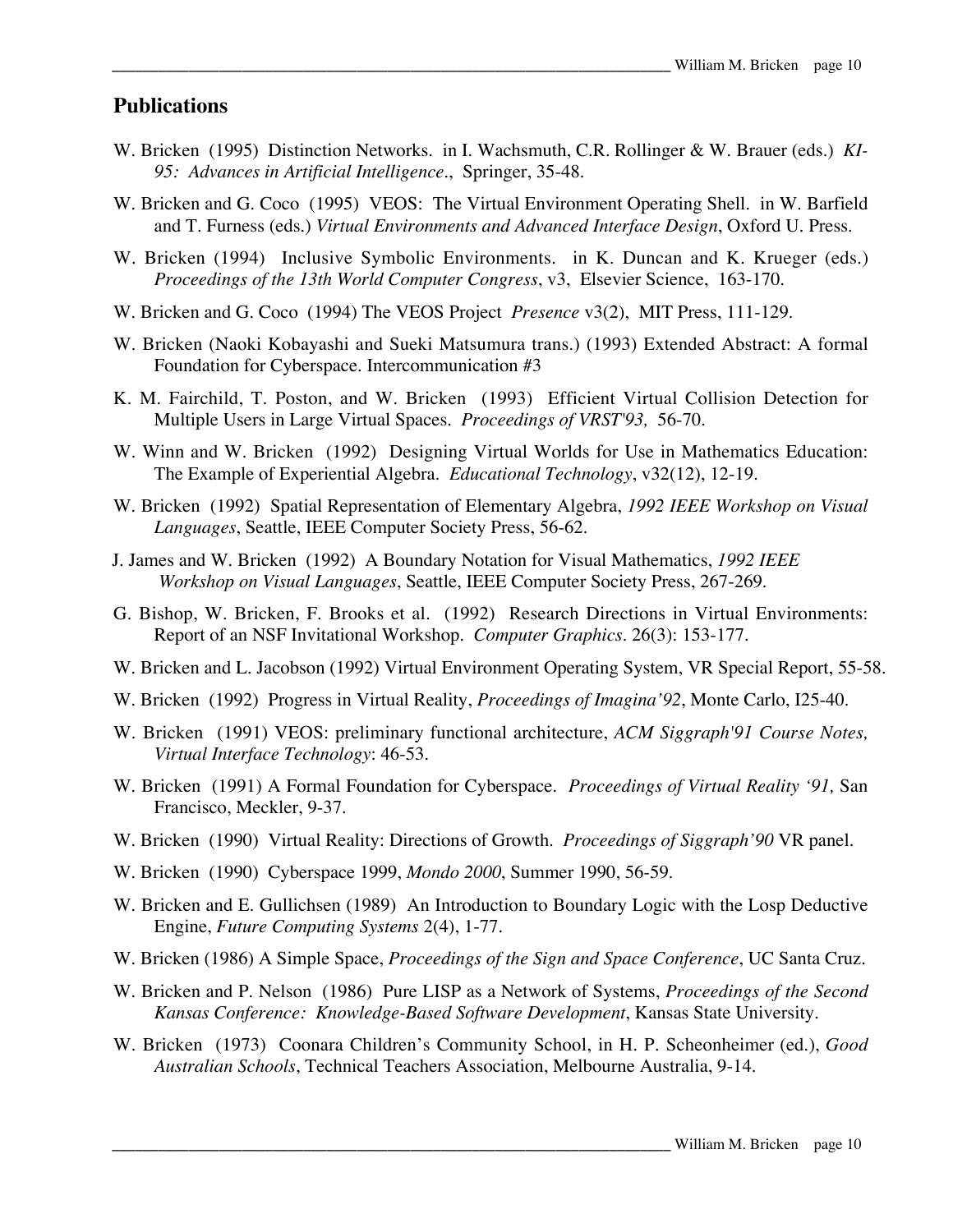## Publications

W. Bricken (1995) Distinction Networks. in I. Wachsmuth, C.R. Rollinger & W. Brauer (eds.) *KI-95: Advances in Artificial Intelligence*., Springer, 35-48.

W. Bricken and G. Coco (1995) VEOS: The Virtual Environment Operating Shell. in W. Barfield and T. Furness (eds.) *Virtual Environments and Advanced Interface Design*, Oxford U. Press.

W. Bricken (1994) Inclusive Symbolic Environments. in K. Duncan and K. Krueger (eds.) *Proceedings of the 13th World Computer Congress*, v3, Elsevier Science, 163-170.

W. Bricken and G. Coco (1994) The VEOS Project *Presence* v3(2), MIT Press, 111-129.

W. Bricken (Naoki Kobayashi and Sueki Matsumura trans.) (1993) Extended Abstract: A formal Foundation for Cyberspace. Intercommunication #3

K. M. Fairchild, T. Poston, and W. Bricken (1993) Efficient Virtual Collision Detection for Multiple Users in Large Virtual Spaces. *Proceedings of VRST'93,* 56-70.

W. Winn and W. Bricken (1992) Designing Virtual Worlds for Use in Mathematics Education: The Example of Experiential Algebra. *Educational Technology*, v32(12), 12-19.

W. Bricken (1992) Spatial Representation of Elementary Algebra, *1992 IEEE Workshop on Visual Languages*, Seattle, IEEE Computer Society Press, 56-62.

J. James and W. Bricken (1992) A Boundary Notation for Visual Mathematics, *1992 IEEE Workshop on Visual Languages*, Seattle, IEEE Computer Society Press, 267-269.

G. Bishop, W. Bricken, F. Brooks et al. (1992) Research Directions in Virtual Environments: Report of an NSF Invitational Workshop. *Computer Graphics*. 26(3): 153-177.

W. Bricken and L. Jacobson (1992) Virtual Environment Operating System, VR Special Report, 55-58.

W. Bricken (1992) Progress in Virtual Reality, *Proceedings of Imagina'92*, Monte Carlo, I25-40.

W. Bricken (1991) VEOS: preliminary functional architecture, *ACM Siggraph'91 Course Notes, Virtual Interface Technology*: 46-53.

W. Bricken (1991) A Formal Foundation for Cyberspace. *Proceedings of Virtual Reality '91,* San Francisco, Meckler, 9-37.

W. Bricken (1990) Virtual Reality: Directions of Growth. *Proceedings of Siggraph'90* VR panel.

W. Bricken (1990) Cyberspace 1999, *Mondo 2000*, Summer 1990, 56-59.

W. Bricken and E. Gullichsen (1989) An Introduction to Boundary Logic with the Losp Deductive Engine, *Future Computing Systems* 2(4), 1-77.

W. Bricken (1986) A Simple Space, *Proceedings of the Sign and Space Conference*, UC Santa Cruz.

W. Bricken and P. Nelson (1986) Pure LISP as a Network of Systems, *Proceedings of the Second Kansas Conference: Knowledge-Based Software Development*, Kansas State University.

W. Bricken (1973) Coonara Children's Community School, in H. P. Scheonheimer (ed.), *Good Australian Schools*, Technical Teachers Association, Melbourne Australia, 9-14.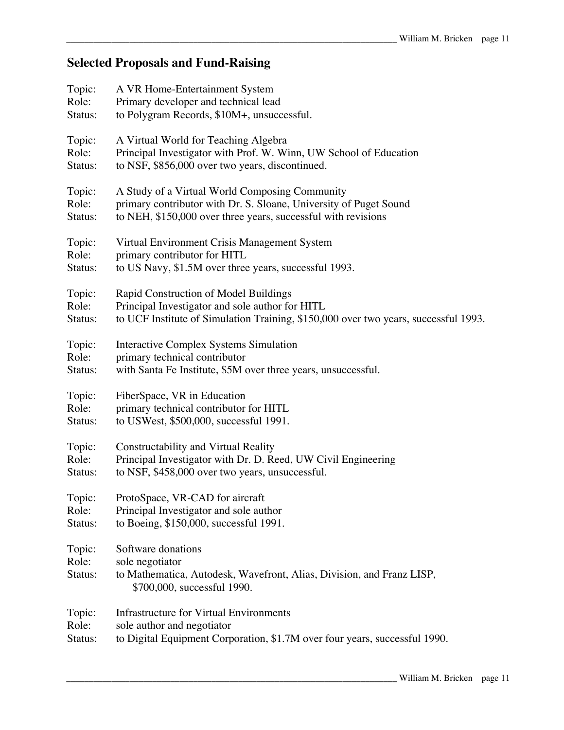## Selected Proposals and Fund-Raising

Topic: A VR Home-Entertainment System
Role: Primary developer and technical lead
Status: to Polygram Records, $10M+, unsuccessful.

Topic: A Virtual World for Teaching Algebra
Role: Principal Investigator with Prof. W. Winn, UW School of Education
Status: to NSF, $856,000 over two years, discontinued.

Topic: A Study of a Virtual World Composing Community
Role: primary contributor with Dr. S. Sloane, University of Puget Sound
Status: to NEH, $150,000 over three years, successful with revisions

Topic: Virtual Environment Crisis Management System
Role: primary contributor for HITL
Status: to US Navy, $1.5M over three years, successful 1993.

Topic: Rapid Construction of Model Buildings
Role: Principal Investigator and sole author for HITL
Status: to UCF Institute of Simulation Training, $150,000 over two years, successful 1993.

Topic: Interactive Complex Systems Simulation
Role: primary technical contributor
Status: with Santa Fe Institute, $5M over three years, unsuccessful.

Topic: FiberSpace, VR in Education
Role: primary technical contributor for HITL
Status: to USWest, $500,000, successful 1991.

Topic: Constructability and Virtual Reality
Role: Principal Investigator with Dr. D. Reed, UW Civil Engineering
Status: to NSF, $458,000 over two years, unsuccessful.

Topic: ProtoSpace, VR-CAD for aircraft
Role: Principal Investigator and sole author
Status: to Boeing, $150,000, successful 1991.

Topic: Software donations
Role: sole negotiator
Status: to Mathematica, Autodesk, Wavefront, Alias, Division, and Franz LISP, $700,000, successful 1990.

Topic: Infrastructure for Virtual Environments
Role: sole author and negotiator
Status: to Digital Equipment Corporation, $1.7M over four years, successful 1990.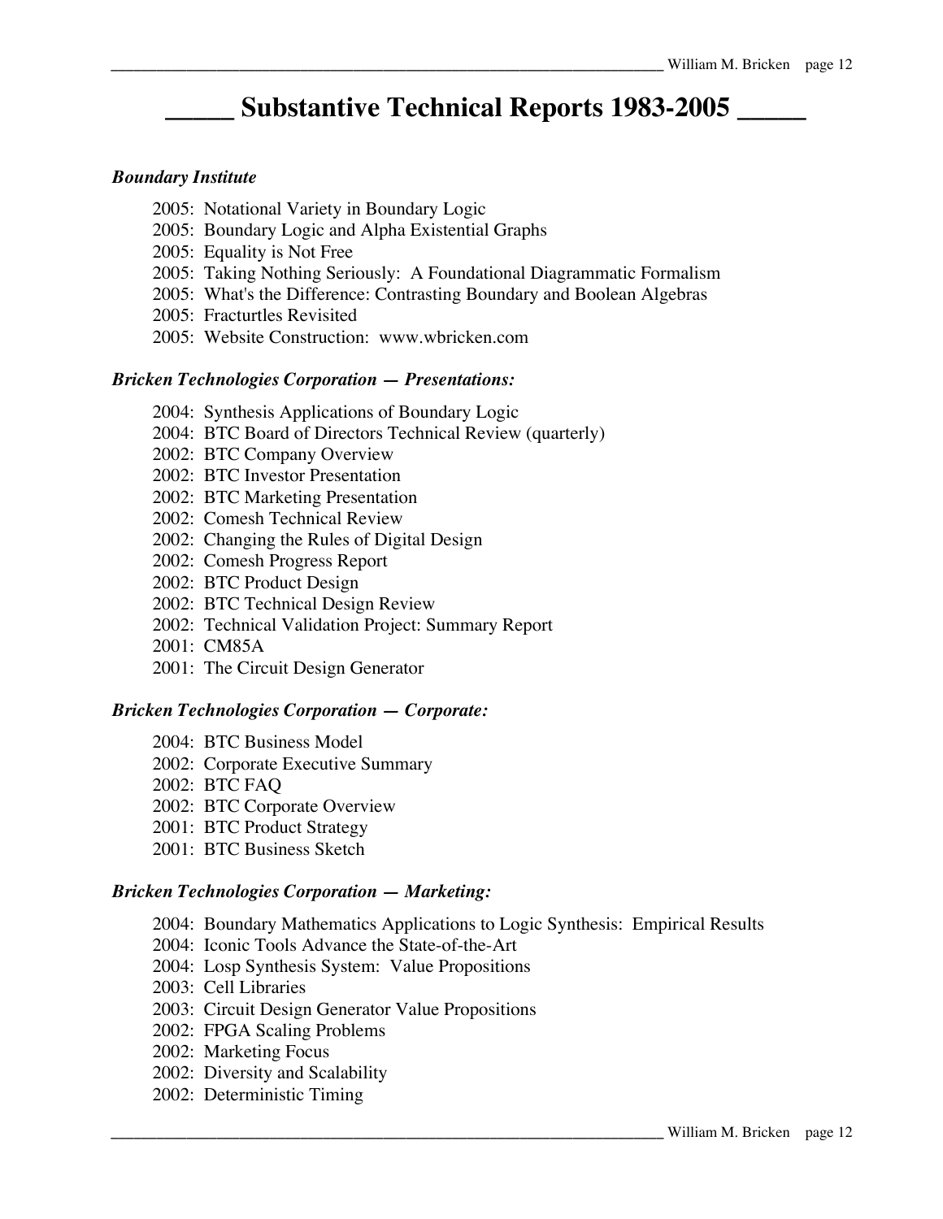# _____ Substantive Technical Reports 1983-2005 _____

***Boundary Institute***

2005: Notational Variety in Boundary Logic
2005: Boundary Logic and Alpha Existential Graphs
2005: Equality is Not Free
2005: Taking Nothing Seriously: A Foundational Diagrammatic Formalism
2005: What's the Difference: Contrasting Boundary and Boolean Algebras
2005: Fracturtles Revisited
2005: Website Construction: www.wbricken.com

***Bricken Technologies Corporation — Presentations:***

2004: Synthesis Applications of Boundary Logic
2004: BTC Board of Directors Technical Review (quarterly)
2002: BTC Company Overview
2002: BTC Investor Presentation
2002: BTC Marketing Presentation
2002: Comesh Technical Review
2002: Changing the Rules of Digital Design
2002: Comesh Progress Report
2002: BTC Product Design
2002: BTC Technical Design Review
2002: Technical Validation Project: Summary Report
2001: CM85A
2001: The Circuit Design Generator

***Bricken Technologies Corporation — Corporate:***

2004: BTC Business Model
2002: Corporate Executive Summary
2002: BTC FAQ
2002: BTC Corporate Overview
2001: BTC Product Strategy
2001: BTC Business Sketch

***Bricken Technologies Corporation — Marketing:***

2004: Boundary Mathematics Applications to Logic Synthesis: Empirical Results
2004: Iconic Tools Advance the State-of-the-Art
2004: Losp Synthesis System: Value Propositions
2003: Cell Libraries
2003: Circuit Design Generator Value Propositions
2002: FPGA Scaling Problems
2002: Marketing Focus
2002: Diversity and Scalability
2002: Deterministic Timing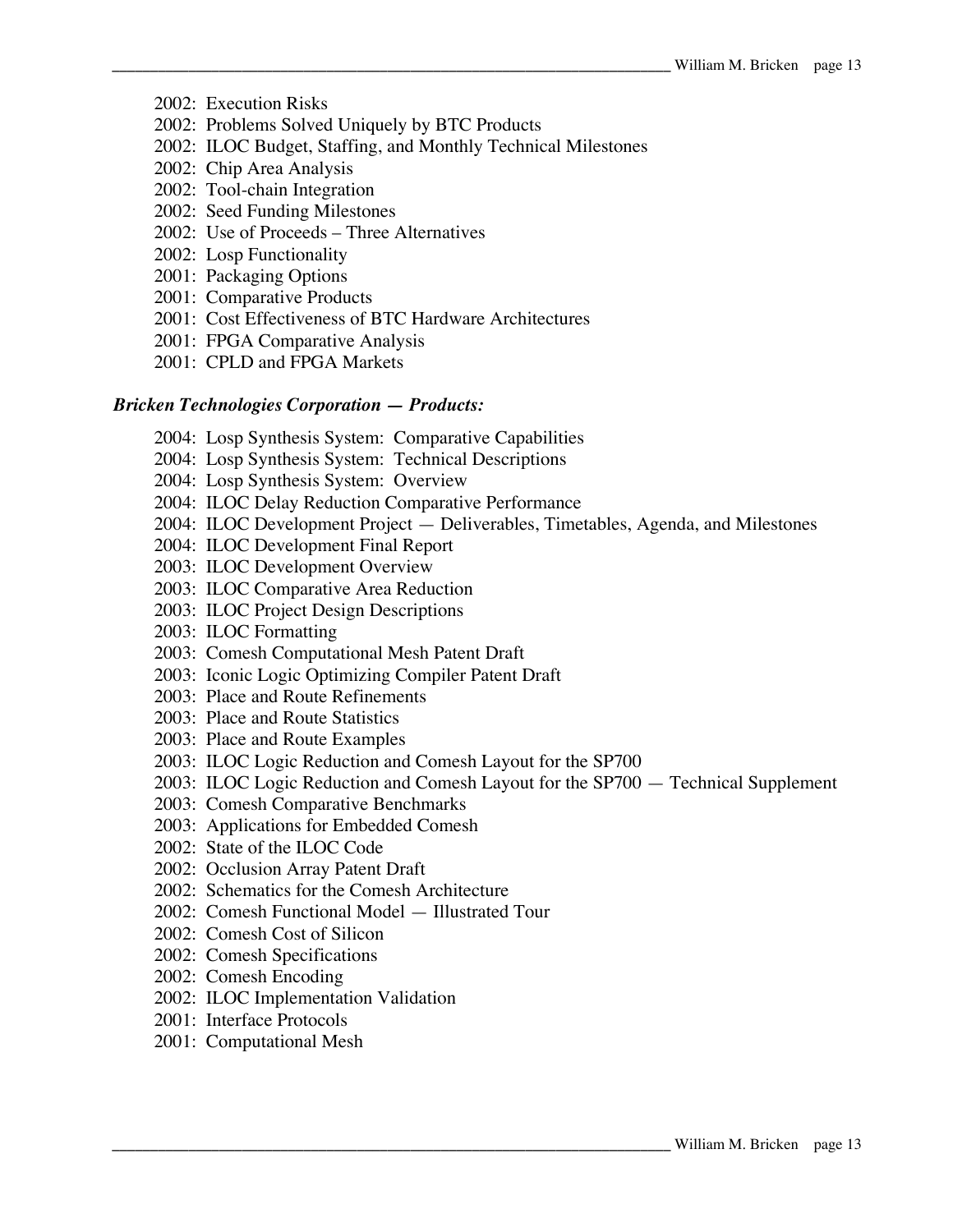2002: Execution Risks
2002: Problems Solved Uniquely by BTC Products
2002: ILOC Budget, Staffing, and Monthly Technical Milestones
2002: Chip Area Analysis
2002: Tool-chain Integration
2002: Seed Funding Milestones
2002: Use of Proceeds – Three Alternatives
2002: Losp Functionality
2001: Packaging Options
2001: Comparative Products
2001: Cost Effectiveness of BTC Hardware Architectures
2001: FPGA Comparative Analysis
2001: CPLD and FPGA Markets

***Bricken Technologies Corporation — Products:***

2004: Losp Synthesis System: Comparative Capabilities
2004: Losp Synthesis System: Technical Descriptions
2004: Losp Synthesis System: Overview
2004: ILOC Delay Reduction Comparative Performance
2004: ILOC Development Project — Deliverables, Timetables, Agenda, and Milestones
2004: ILOC Development Final Report
2003: ILOC Development Overview
2003: ILOC Comparative Area Reduction
2003: ILOC Project Design Descriptions
2003: ILOC Formatting
2003: Comesh Computational Mesh Patent Draft
2003: Iconic Logic Optimizing Compiler Patent Draft
2003: Place and Route Refinements
2003: Place and Route Statistics
2003: Place and Route Examples
2003: ILOC Logic Reduction and Comesh Layout for the SP700
2003: ILOC Logic Reduction and Comesh Layout for the SP700 — Technical Supplement
2003: Comesh Comparative Benchmarks
2003: Applications for Embedded Comesh
2002: State of the ILOC Code
2002: Occlusion Array Patent Draft
2002: Schematics for the Comesh Architecture
2002: Comesh Functional Model — Illustrated Tour
2002: Comesh Cost of Silicon
2002: Comesh Specifications
2002: Comesh Encoding
2002: ILOC Implementation Validation
2001: Interface Protocols
2001: Computational Mesh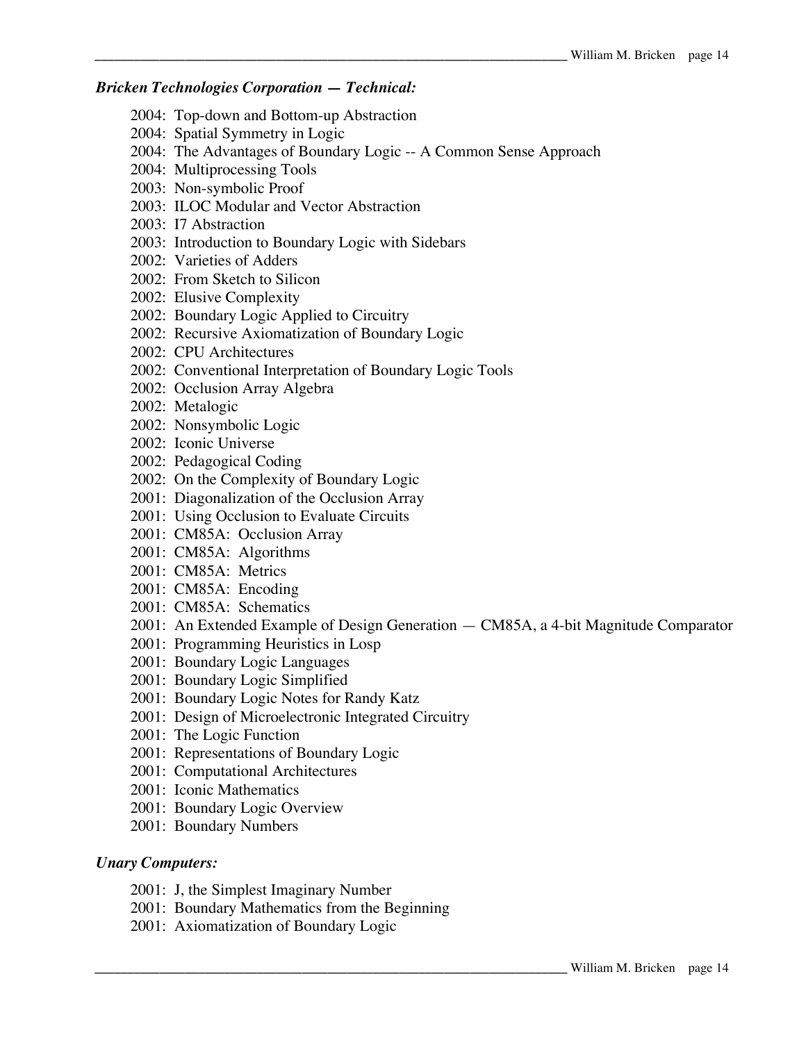***Bricken Technologies Corporation — Technical:***

2004: Top-down and Bottom-up Abstraction
2004: Spatial Symmetry in Logic
2004: The Advantages of Boundary Logic -- A Common Sense Approach
2004: Multiprocessing Tools
2003: Non-symbolic Proof
2003: ILOC Modular and Vector Abstraction
2003: I7 Abstraction
2003: Introduction to Boundary Logic with Sidebars
2002: Varieties of Adders
2002: From Sketch to Silicon
2002: Elusive Complexity
2002: Boundary Logic Applied to Circuitry
2002: Recursive Axiomatization of Boundary Logic
2002: CPU Architectures
2002: Conventional Interpretation of Boundary Logic Tools
2002: Occlusion Array Algebra
2002: Metalogic
2002: Nonsymbolic Logic
2002: Iconic Universe
2002: Pedagogical Coding
2002: On the Complexity of Boundary Logic
2001: Diagonalization of the Occlusion Array
2001: Using Occlusion to Evaluate Circuits
2001: CM85A: Occlusion Array
2001: CM85A: Algorithms
2001: CM85A: Metrics
2001: CM85A: Encoding
2001: CM85A: Schematics
2001: An Extended Example of Design Generation — CM85A, a 4-bit Magnitude Comparator
2001: Programming Heuristics in Losp
2001: Boundary Logic Languages
2001: Boundary Logic Simplified
2001: Boundary Logic Notes for Randy Katz
2001: Design of Microelectronic Integrated Circuitry
2001: The Logic Function
2001: Representations of Boundary Logic
2001: Computational Architectures
2001: Iconic Mathematics
2001: Boundary Logic Overview
2001: Boundary Numbers

***Unary Computers:***

2001: J, the Simplest Imaginary Number
2001: Boundary Mathematics from the Beginning
2001: Axiomatization of Boundary Logic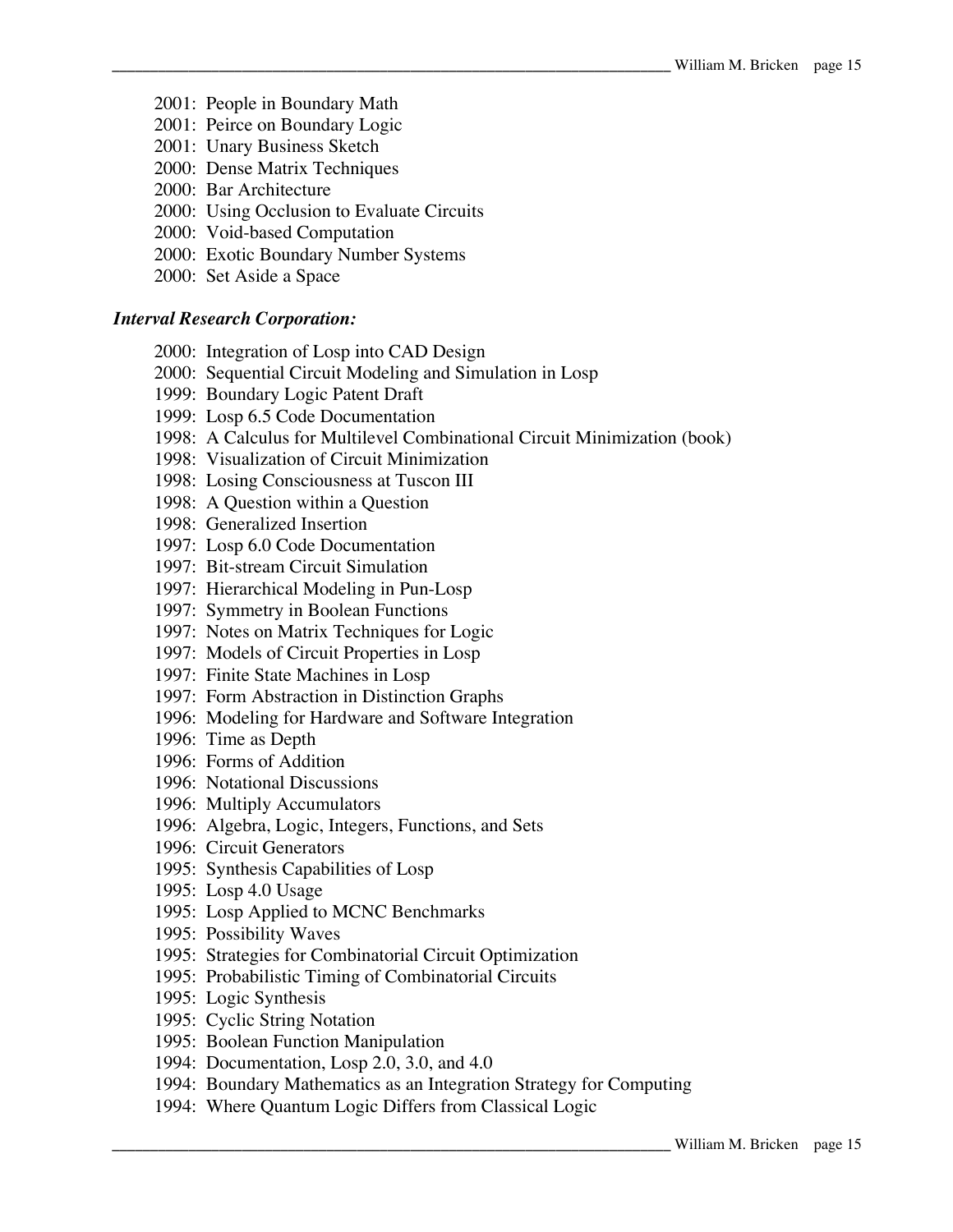- 2001: People in Boundary Math
- 2001: Peirce on Boundary Logic
- 2001: Unary Business Sketch
- 2000: Dense Matrix Techniques
- 2000: Bar Architecture
- 2000: Using Occlusion to Evaluate Circuits
- 2000: Void-based Computation
- 2000: Exotic Boundary Number Systems
- 2000: Set Aside a Space

***Interval Research Corporation:***

- 2000: Integration of Losp into CAD Design
- 2000: Sequential Circuit Modeling and Simulation in Losp
- 1999: Boundary Logic Patent Draft
- 1999: Losp 6.5 Code Documentation
- 1998: A Calculus for Multilevel Combinational Circuit Minimization (book)
- 1998: Visualization of Circuit Minimization
- 1998: Losing Consciousness at Tuscon III
- 1998: A Question within a Question
- 1998: Generalized Insertion
- 1997: Losp 6.0 Code Documentation
- 1997: Bit-stream Circuit Simulation
- 1997: Hierarchical Modeling in Pun-Losp
- 1997: Symmetry in Boolean Functions
- 1997: Notes on Matrix Techniques for Logic
- 1997: Models of Circuit Properties in Losp
- 1997: Finite State Machines in Losp
- 1997: Form Abstraction in Distinction Graphs
- 1996: Modeling for Hardware and Software Integration
- 1996: Time as Depth
- 1996: Forms of Addition
- 1996: Notational Discussions
- 1996: Multiply Accumulators
- 1996: Algebra, Logic, Integers, Functions, and Sets
- 1996: Circuit Generators
- 1995: Synthesis Capabilities of Losp
- 1995: Losp 4.0 Usage
- 1995: Losp Applied to MCNC Benchmarks
- 1995: Possibility Waves
- 1995: Strategies for Combinatorial Circuit Optimization
- 1995: Probabilistic Timing of Combinatorial Circuits
- 1995: Logic Synthesis
- 1995: Cyclic String Notation
- 1995: Boolean Function Manipulation
- 1994: Documentation, Losp 2.0, 3.0, and 4.0
- 1994: Boundary Mathematics as an Integration Strategy for Computing
- 1994: Where Quantum Logic Differs from Classical Logic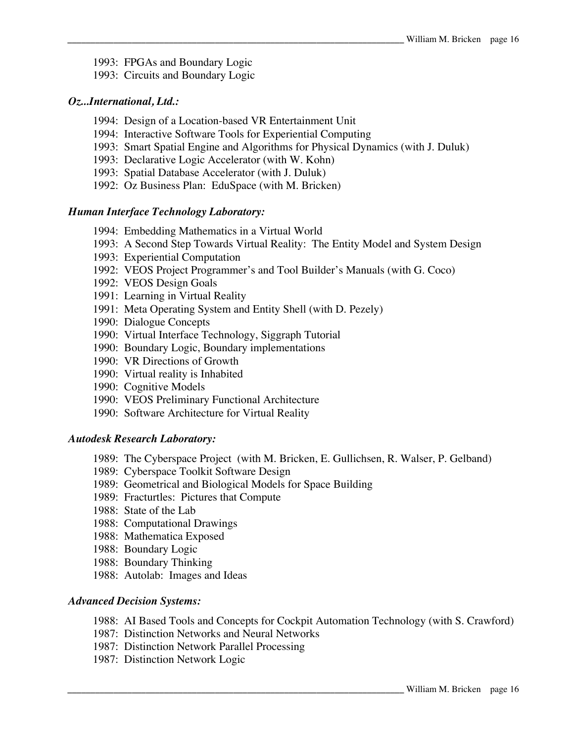1993: FPGAs and Boundary Logic
1993: Circuits and Boundary Logic

***Oz...International, Ltd.:***

1994: Design of a Location-based VR Entertainment Unit
1994: Interactive Software Tools for Experiential Computing
1993: Smart Spatial Engine and Algorithms for Physical Dynamics (with J. Duluk)
1993: Declarative Logic Accelerator (with W. Kohn)
1993: Spatial Database Accelerator (with J. Duluk)
1992: Oz Business Plan: EduSpace (with M. Bricken)

***Human Interface Technology Laboratory:***

1994: Embedding Mathematics in a Virtual World
1993: A Second Step Towards Virtual Reality: The Entity Model and System Design
1993: Experiential Computation
1992: VEOS Project Programmer's and Tool Builder's Manuals (with G. Coco)
1992: VEOS Design Goals
1991: Learning in Virtual Reality
1991: Meta Operating System and Entity Shell (with D. Pezely)
1990: Dialogue Concepts
1990: Virtual Interface Technology, Siggraph Tutorial
1990: Boundary Logic, Boundary implementations
1990: VR Directions of Growth
1990: Virtual reality is Inhabited
1990: Cognitive Models
1990: VEOS Preliminary Functional Architecture
1990: Software Architecture for Virtual Reality

***Autodesk Research Laboratory:***

1989: The Cyberspace Project (with M. Bricken, E. Gullichsen, R. Walser, P. Gelband)
1989: Cyberspace Toolkit Software Design
1989: Geometrical and Biological Models for Space Building
1989: Fracturtles: Pictures that Compute
1988: State of the Lab
1988: Computational Drawings
1988: Mathematica Exposed
1988: Boundary Logic
1988: Boundary Thinking
1988: Autolab: Images and Ideas

***Advanced Decision Systems:***

1988: AI Based Tools and Concepts for Cockpit Automation Technology (with S. Crawford)
1987: Distinction Networks and Neural Networks
1987: Distinction Network Parallel Processing
1987: Distinction Network Logic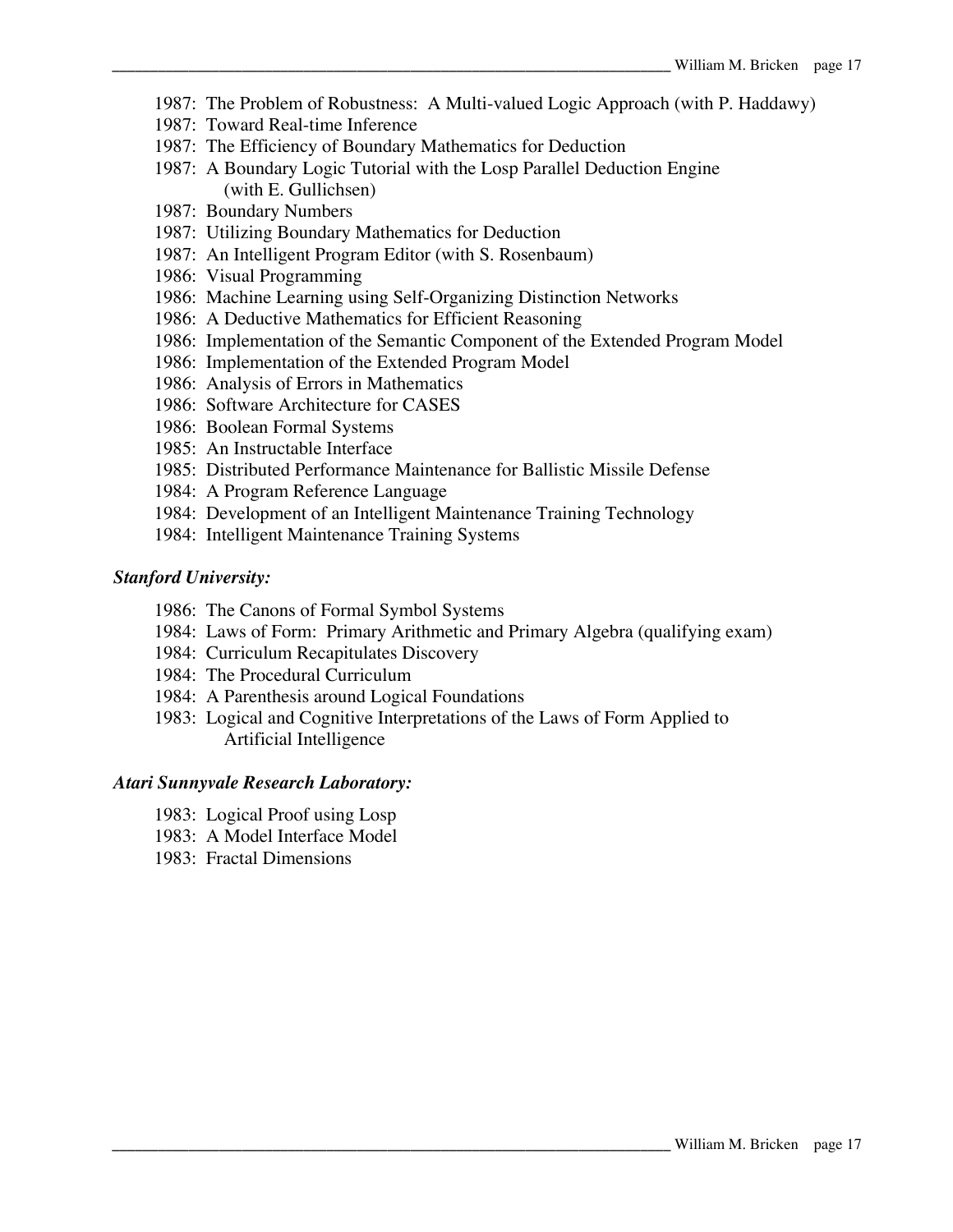- 1987: The Problem of Robustness: A Multi-valued Logic Approach (with P. Haddawy)
- 1987: Toward Real-time Inference
- 1987: The Efficiency of Boundary Mathematics for Deduction
- 1987: A Boundary Logic Tutorial with the Losp Parallel Deduction Engine (with E. Gullichsen)
- 1987: Boundary Numbers
- 1987: Utilizing Boundary Mathematics for Deduction
- 1987: An Intelligent Program Editor (with S. Rosenbaum)
- 1986: Visual Programming
- 1986: Machine Learning using Self-Organizing Distinction Networks
- 1986: A Deductive Mathematics for Efficient Reasoning
- 1986: Implementation of the Semantic Component of the Extended Program Model
- 1986: Implementation of the Extended Program Model
- 1986: Analysis of Errors in Mathematics
- 1986: Software Architecture for CASES
- 1986: Boolean Formal Systems
- 1985: An Instructable Interface
- 1985: Distributed Performance Maintenance for Ballistic Missile Defense
- 1984: A Program Reference Language
- 1984: Development of an Intelligent Maintenance Training Technology
- 1984: Intelligent Maintenance Training Systems

***Stanford University:***

- 1986: The Canons of Formal Symbol Systems
- 1984: Laws of Form: Primary Arithmetic and Primary Algebra (qualifying exam)
- 1984: Curriculum Recapitulates Discovery
- 1984: The Procedural Curriculum
- 1984: A Parenthesis around Logical Foundations
- 1983: Logical and Cognitive Interpretations of the Laws of Form Applied to Artificial Intelligence

***Atari Sunnyvale Research Laboratory:***

- 1983: Logical Proof using Losp
- 1983: A Model Interface Model
- 1983: Fractal Dimensions